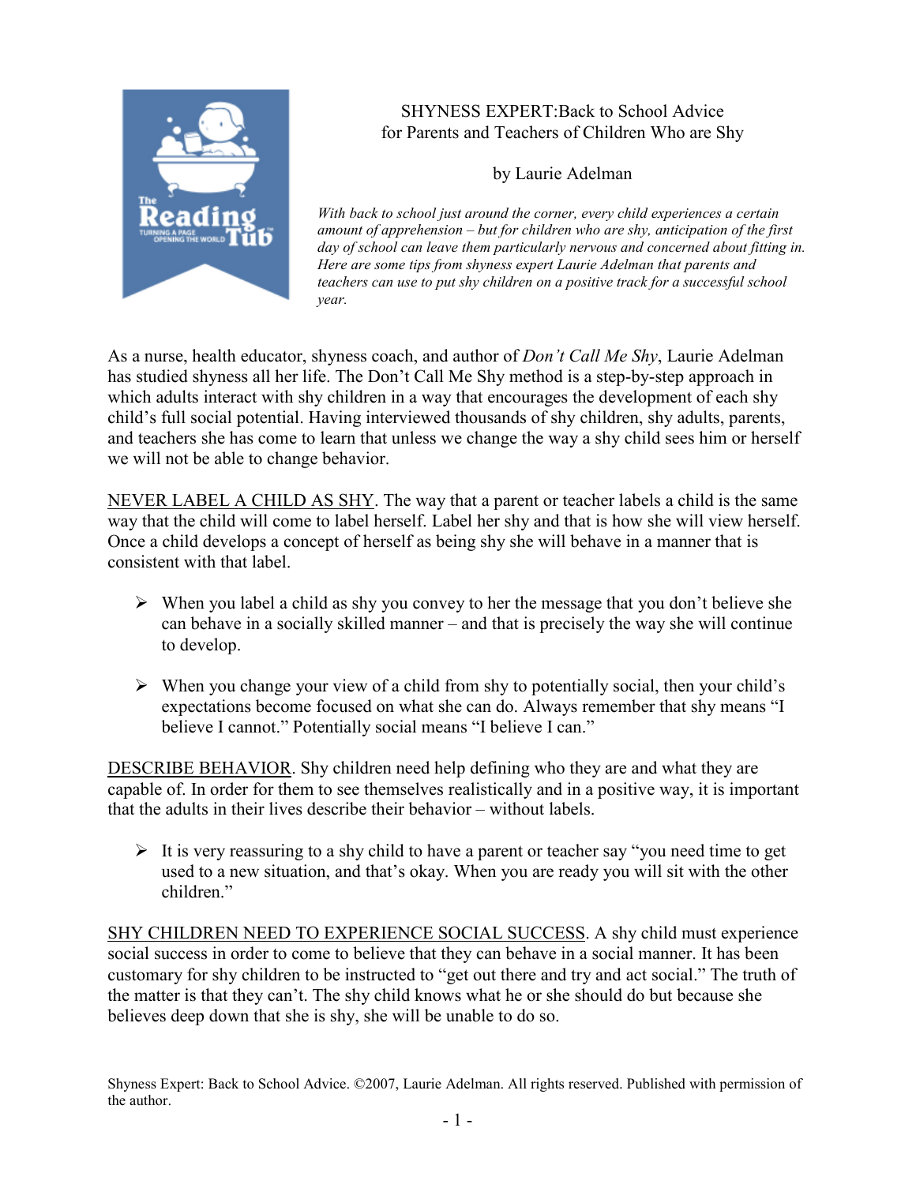# SHYNESS EXPERT:Back to School Advice for Parents and Teachers of Children Who are Shy

by Laurie Adelman

*With back to school just around the corner, every child experiences a certain amount of apprehension – but for children who are shy, anticipation of the first day of school can leave them particularly nervous and concerned about fitting in. Here are some tips from shyness expert Laurie Adelman that parents and teachers can use to put shy children on a positive track for a successful school year.*

As a nurse, health educator, shyness coach, and author of *Don't Call Me Shy*, Laurie Adelman has studied shyness all her life. The Don't Call Me Shy method is a step-by-step approach in which adults interact with shy children in a way that encourages the development of each shy child's full social potential. Having interviewed thousands of shy children, shy adults, parents, and teachers she has come to learn that unless we change the way a shy child sees him or herself we will not be able to change behavior.

NEVER LABEL A CHILD AS SHY. The way that a parent or teacher labels a child is the same way that the child will come to label herself. Label her shy and that is how she will view herself. Once a child develops a concept of herself as being shy she will behave in a manner that is consistent with that label.

- When you label a child as shy you convey to her the message that you don't believe she can behave in a socially skilled manner – and that is precisely the way she will continue to develop.
- When you change your view of a child from shy to potentially social, then your child's expectations become focused on what she can do. Always remember that shy means "I believe I cannot." Potentially social means "I believe I can."

DESCRIBE BEHAVIOR. Shy children need help defining who they are and what they are capable of. In order for them to see themselves realistically and in a positive way, it is important that the adults in their lives describe their behavior – without labels.

- It is very reassuring to a shy child to have a parent or teacher say "you need time to get used to a new situation, and that's okay. When you are ready you will sit with the other children."

SHY CHILDREN NEED TO EXPERIENCE SOCIAL SUCCESS. A shy child must experience social success in order to come to believe that they can behave in a social manner. It has been customary for shy children to be instructed to "get out there and try and act social." The truth of the matter is that they can't. The shy child knows what he or she should do but because she believes deep down that she is shy, she will be unable to do so.

Shyness Expert: Back to School Advice. ©2007, Laurie Adelman. All rights reserved. Published with permission of the author.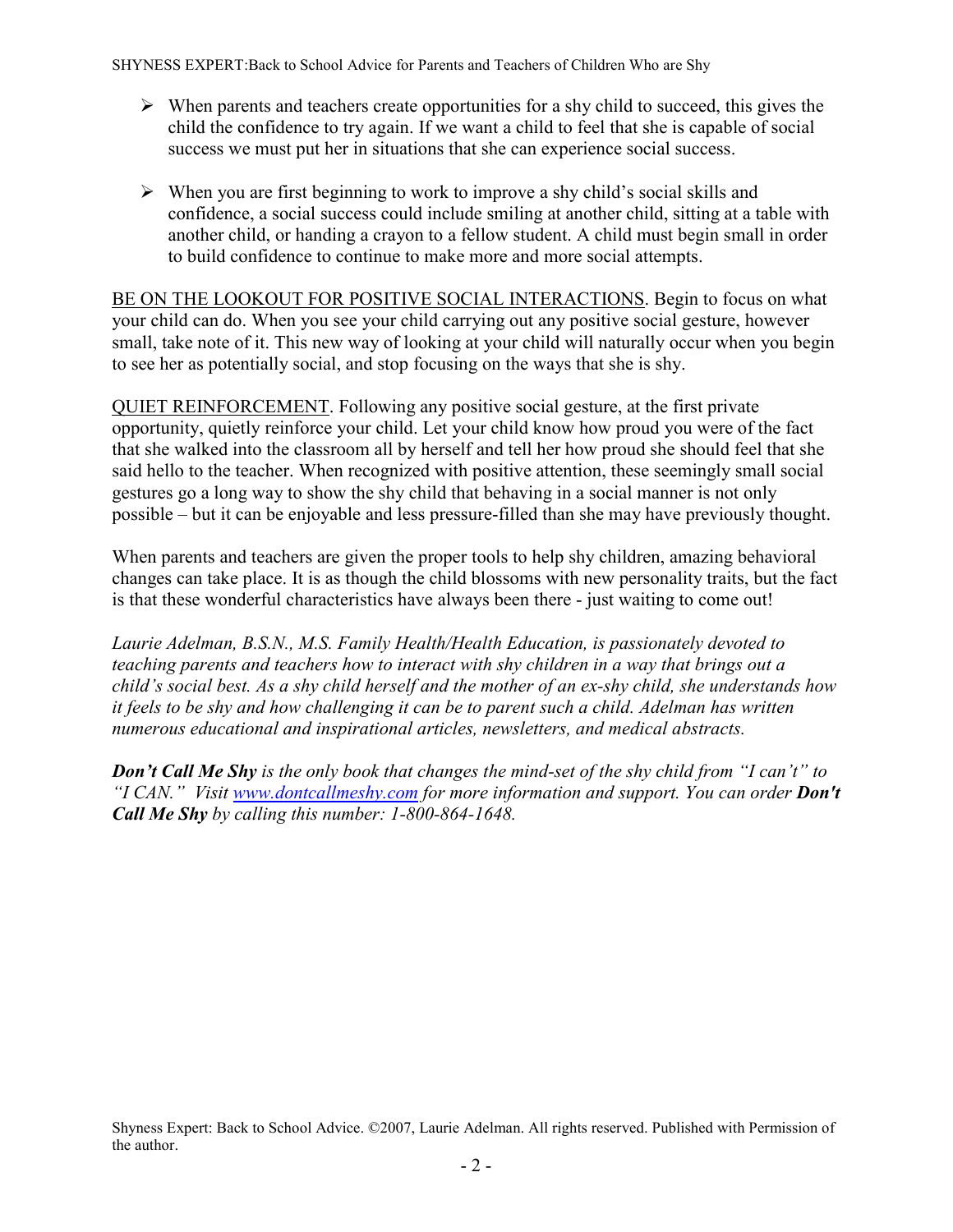- When parents and teachers create opportunities for a shy child to succeed, this gives the child the confidence to try again. If we want a child to feel that she is capable of social success we must put her in situations that she can experience social success.

- When you are first beginning to work to improve a shy child's social skills and confidence, a social success could include smiling at another child, sitting at a table with another child, or handing a crayon to a fellow student. A child must begin small in order to build confidence to continue to make more and more social attempts.

<u>BE ON THE LOOKOUT FOR POSITIVE SOCIAL INTERACTIONS</u>. Begin to focus on what your child can do. When you see your child carrying out any positive social gesture, however small, take note of it. This new way of looking at your child will naturally occur when you begin to see her as potentially social, and stop focusing on the ways that she is shy.

<u>QUIET REINFORCEMENT</u>. Following any positive social gesture, at the first private opportunity, quietly reinforce your child. Let your child know how proud you were of the fact that she walked into the classroom all by herself and tell her how proud she should feel that she said hello to the teacher. When recognized with positive attention, these seemingly small social gestures go a long way to show the shy child that behaving in a social manner is not only possible – but it can be enjoyable and less pressure-filled than she may have previously thought.

When parents and teachers are given the proper tools to help shy children, amazing behavioral changes can take place. It is as though the child blossoms with new personality traits, but the fact is that these wonderful characteristics have always been there - just waiting to come out!

*Laurie Adelman, B.S.N., M.S. Family Health/Health Education, is passionately devoted to teaching parents and teachers how to interact with shy children in a way that brings out a child's social best. As a shy child herself and the mother of an ex-shy child, she understands how it feels to be shy and how challenging it can be to parent such a child. Adelman has written numerous educational and inspirational articles, newsletters, and medical abstracts.*

***Don't Call Me Shy** is the only book that changes the mind-set of the shy child from "I can't" to "I CAN." Visit [www.dontcallmeshy.com](http://www.dontcallmeshy.com) for more information and support. You can order **Don't Call Me Shy** by calling this number: 1-800-864-1648.*

Shyness Expert: Back to School Advice. ©2007, Laurie Adelman. All rights reserved. Published with Permission of the author.